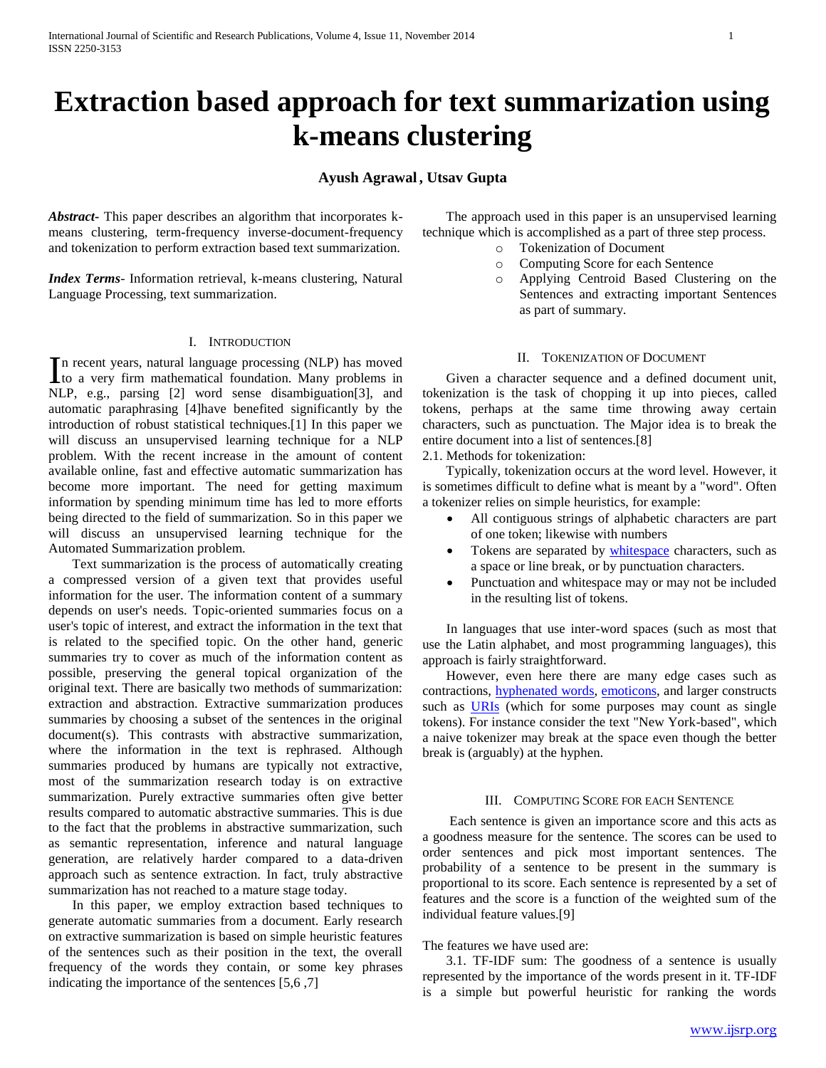# Extraction based approach for text summarization using k-means clustering

**Ayush Agrawal, Utsav Gupta**

***Abstract***- This paper describes an algorithm that incorporates k-means clustering, term-frequency inverse-document-frequency and tokenization to perform extraction based text summarization.

***Index Terms***- Information retrieval, k-means clustering, Natural Language Processing, text summarization.

## I. Introduction

In recent years, natural language processing (NLP) has moved to a very firm mathematical foundation. Many problems in NLP, e.g., parsing [2] word sense disambiguation[3], and automatic paraphrasing [4]have benefited significantly by the introduction of robust statistical techniques.[1] In this paper we will discuss an unsupervised learning technique for a NLP problem. With the recent increase in the amount of content available online, fast and effective automatic summarization has become more important. The need for getting maximum information by spending minimum time has led to more efforts being directed to the field of summarization. So in this paper we will discuss an unsupervised learning technique for the Automated Summarization problem.

Text summarization is the process of automatically creating a compressed version of a given text that provides useful information for the user. The information content of a summary depends on user's needs. Topic-oriented summaries focus on a user's topic of interest, and extract the information in the text that is related to the specified topic. On the other hand, generic summaries try to cover as much of the information content as possible, preserving the general topical organization of the original text. There are basically two methods of summarization: extraction and abstraction. Extractive summarization produces summaries by choosing a subset of the sentences in the original document(s). This contrasts with abstractive summarization, where the information in the text is rephrased. Although summaries produced by humans are typically not extractive, most of the summarization research today is on extractive summarization. Purely extractive summaries often give better results compared to automatic abstractive summaries. This is due to the fact that the problems in abstractive summarization, such as semantic representation, inference and natural language generation, are relatively harder compared to a data-driven approach such as sentence extraction. In fact, truly abstractive summarization has not reached to a mature stage today.

In this paper, we employ extraction based techniques to generate automatic summaries from a document. Early research on extractive summarization is based on simple heuristic features of the sentences such as their position in the text, the overall frequency of the words they contain, or some key phrases indicating the importance of the sentences [5,6 ,7]

The approach used in this paper is an unsupervised learning technique which is accomplished as a part of three step process.

- Tokenization of Document
- Computing Score for each Sentence
- Applying Centroid Based Clustering on the Sentences and extracting important Sentences as part of summary.

## II. Tokenization of Document

Given a character sequence and a defined document unit, tokenization is the task of chopping it up into pieces, called tokens, perhaps at the same time throwing away certain characters, such as punctuation. The Major idea is to break the entire document into a list of sentences.[8]

2.1. Methods for tokenization:

Typically, tokenization occurs at the word level. However, it is sometimes difficult to define what is meant by a "word". Often a tokenizer relies on simple heuristics, for example:

- All contiguous strings of alphabetic characters are part of one token; likewise with numbers
- Tokens are separated by whitespace characters, such as a space or line break, or by punctuation characters.
- Punctuation and whitespace may or may not be included in the resulting list of tokens.

In languages that use inter-word spaces (such as most that use the Latin alphabet, and most programming languages), this approach is fairly straightforward.

However, even here there are many edge cases such as contractions, hyphenated words, emoticons, and larger constructs such as URIs (which for some purposes may count as single tokens). For instance consider the text "New York-based", which a naive tokenizer may break at the space even though the better break is (arguably) at the hyphen.

## III. Computing Score for each Sentence

Each sentence is given an importance score and this acts as a goodness measure for the sentence. The scores can be used to order sentences and pick most important sentences. The probability of a sentence to be present in the summary is proportional to its score. Each sentence is represented by a set of features and the score is a function of the weighted sum of the individual feature values.[9]

The features we have used are:

3.1. TF-IDF sum: The goodness of a sentence is usually represented by the importance of the words present in it. TF-IDF is a simple but powerful heuristic for ranking the words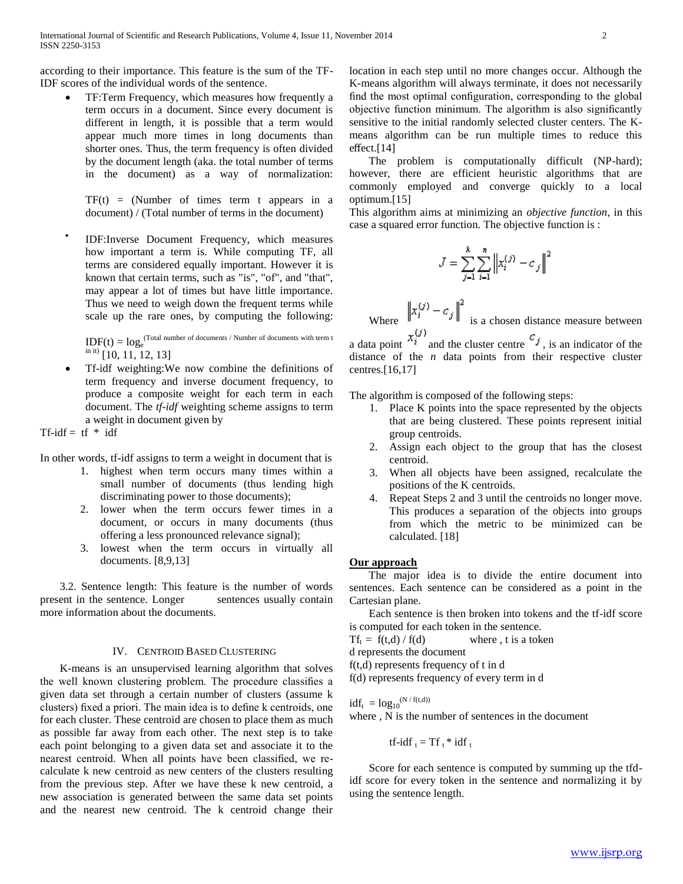according to their importance. This feature is the sum of the TF-IDF scores of the individual words of the sentence.

- TF:Term Frequency, which measures how frequently a term occurs in a document. Since every document is different in length, it is possible that a term would appear much more times in long documents than shorter ones. Thus, the term frequency is often divided by the document length (aka. the total number of terms in the document) as a way of normalization:

  TF(t) = (Number of times term t appears in a document) / (Total number of terms in the document)

- IDF:Inverse Document Frequency, which measures how important a term is. While computing TF, all terms are considered equally important. However it is known that certain terms, such as "is", "of", and "that", may appear a lot of times but have little importance. Thus we need to weigh down the frequent terms while scale up the rare ones, by computing the following:

  $IDF(t) = \log_e^{(\text{Total number of documents / Number of documents with term t in it})}$ [10, 11, 12, 13]

- Tf-idf weighting:We now combine the definitions of term frequency and inverse document frequency, to produce a composite weight for each term in each document. The *tf-idf* weighting scheme assigns to term a weight in document given by

Tf-idf = tf * idf

In other words, tf-idf assigns to term a weight in document that is

1. highest when term occurs many times within a small number of documents (thus lending high discriminating power to those documents);
2. lower when the term occurs fewer times in a document, or occurs in many documents (thus offering a less pronounced relevance signal);
3. lowest when the term occurs in virtually all documents. [8,9,13]

3.2. Sentence length: This feature is the number of words present in the sentence. Longer sentences usually contain more information about the documents.

## IV. Centroid Based Clustering

K-means is an unsupervised learning algorithm that solves the well known clustering problem. The procedure classifies a given data set through a certain number of clusters (assume k clusters) fixed a priori. The main idea is to define k centroids, one for each cluster. These centroid are chosen to place them as much as possible far away from each other. The next step is to take each point belonging to a given data set and associate it to the nearest centroid. When all points have been classified, we re-calculate k new centroid as new centers of the clusters resulting from the previous step. After we have these k new centroid, a new association is generated between the same data set points and the nearest new centroid. The k centroid change their location in each step until no more changes occur. Although the K-means algorithm will always terminate, it does not necessarily find the most optimal configuration, corresponding to the global objective function minimum. The algorithm is also significantly sensitive to the initial randomly selected cluster centers. The K-means algorithm can be run multiple times to reduce this effect.[14]

The problem is computationally difficult (NP-hard); however, there are efficient heuristic algorithms that are commonly employed and converge quickly to a local optimum.[15]

This algorithm aims at minimizing an *objective function*, in this case a squared error function. The objective function is :

$$J = \sum_{j=1}^{k} \sum_{i=1}^{n} \left\| x_i^{(j)} - c_j \right\|^2$$

Where $\left\| x_i^{(j)} - c_j \right\|^2$ is a chosen distance measure between a data point $x_i^{(j)}$ and the cluster centre $c_j$, is an indicator of the distance of the *n* data points from their respective cluster centres.[16,17]

The algorithm is composed of the following steps:

1. Place K points into the space represented by the objects that are being clustered. These points represent initial group centroids.
2. Assign each object to the group that has the closest centroid.
3. When all objects have been assigned, recalculate the positions of the K centroids.
4. Repeat Steps 2 and 3 until the centroids no longer move. This produces a separation of the objects into groups from which the metric to be minimized can be calculated. [18]

**Our approach**

The major idea is to divide the entire document into sentences. Each sentence can be considered as a point in the Cartesian plane.

Each sentence is then broken into tokens and the tf-idf score is computed for each token in the sentence.

$Tf_t = f(t,d) / f(d)$ where , t is a token

d represents the document

f(t,d) represents frequency of t in d

f(d) represents frequency of every term in d

$idf_t = \log_{10}^{(N / f(t,d))}$

where , N is the number of sentences in the document

$$\text{tf-idf}_t = Tf_t * idf_t$$

Score for each sentence is computed by summing up the tfd-idf score for every token in the sentence and normalizing it by using the sentence length.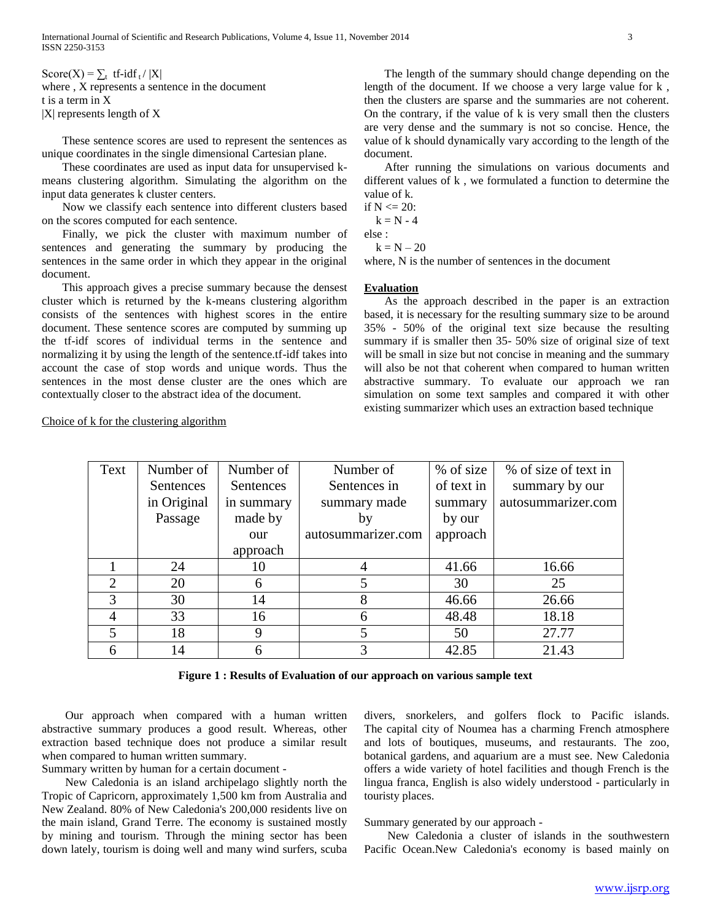$Score(X) = \sum_t \text{tf-idf}_t / |X|$
where , X represents a sentence in the document
t is a term in X
|X| represents length of X

These sentence scores are used to represent the sentences as unique coordinates in the single dimensional Cartesian plane.

These coordinates are used as input data for unsupervised k-means clustering algorithm. Simulating the algorithm on the input data generates k cluster centers.

Now we classify each sentence into different clusters based on the scores computed for each sentence.

Finally, we pick the cluster with maximum number of sentences and generating the summary by producing the sentences in the same order in which they appear in the original document.

This approach gives a precise summary because the densest cluster which is returned by the k-means clustering algorithm consists of the sentences with highest scores in the entire document. These sentence scores are computed by summing up the tf-idf scores of individual terms in the sentence and normalizing it by using the length of the sentence.tf-idf takes into account the case of stop words and unique words. Thus the sentences in the most dense cluster are the ones which are contextually closer to the abstract idea of the document.

Choice of k for the clustering algorithm

The length of the summary should change depending on the length of the document. If we choose a very large value for k , then the clusters are sparse and the summaries are not coherent. On the contrary, if the value of k is very small then the clusters are very dense and the summary is not so concise. Hence, the value of k should dynamically vary according to the length of the document.

After running the simulations on various documents and different values of k , we formulated a function to determine the value of k.

```
if N <= 20:
  k = N - 4
else :
  k = N – 20
```

where, N is the number of sentences in the document

## Evaluation

As the approach described in the paper is an extraction based, it is necessary for the resulting summary size to be around 35% - 50% of the original text size because the resulting summary if is smaller then 35- 50% size of original size of text will be small in size but not concise in meaning and the summary will also be not that coherent when compared to human written abstractive summary. To evaluate our approach we ran simulation on some text samples and compared it with other existing summarizer which uses an extraction based technique

| Text | Number of Sentences in Original Passage | Number of Sentences in summary made by our approach | Number of Sentences in summary made by autosummarizer.com | % of size of text in summary by our approach | % of size of text in summary by our autosummarizer.com |
|---|---|---|---|---|---|
| 1 | 24 | 10 | 4 | 41.66 | 16.66 |
| 2 | 20 | 6 | 5 | 30 | 25 |
| 3 | 30 | 14 | 8 | 46.66 | 26.66 |
| 4 | 33 | 16 | 6 | 48.48 | 18.18 |
| 5 | 18 | 9 | 5 | 50 | 27.77 |
| 6 | 14 | 6 | 3 | 42.85 | 21.43 |

**Figure 1 : Results of Evaluation of our approach on various sample text**

Our approach when compared with a human written abstractive summary produces a good result. Whereas, other extraction based technique does not produce a similar result when compared to human written summary.

Summary written by human for a certain document -

New Caledonia is an island archipelago slightly north the Tropic of Capricorn, approximately 1,500 km from Australia and New Zealand. 80% of New Caledonia's 200,000 residents live on the main island, Grand Terre. The economy is sustained mostly by mining and tourism. Through the mining sector has been down lately, tourism is doing well and many wind surfers, scuba divers, snorkelers, and golfers flock to Pacific islands. The capital city of Noumea has a charming French atmosphere and lots of boutiques, museums, and restaurants. The zoo, botanical gardens, and aquarium are a must see. New Caledonia offers a wide variety of hotel facilities and though French is the lingua franca, English is also widely understood - particularly in touristy places.

Summary generated by our approach -

New Caledonia a cluster of islands in the southwestern Pacific Ocean.New Caledonia's economy is based mainly on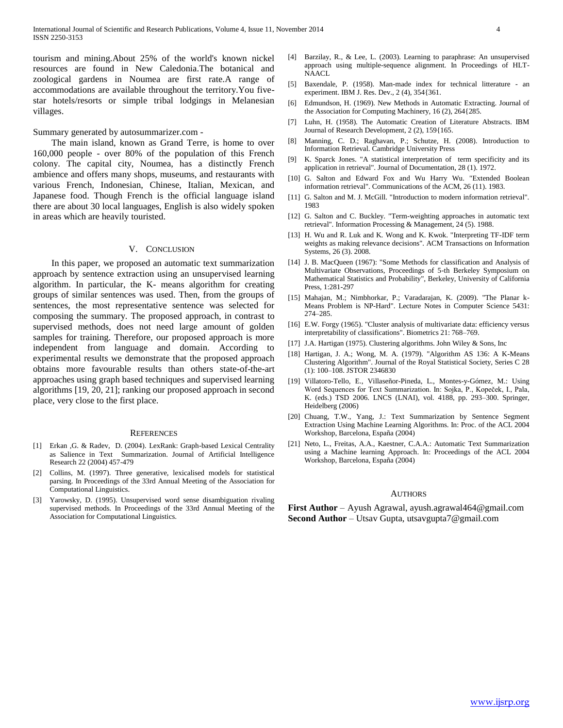tourism and mining.About 25% of the world's known nickel resources are found in New Caledonia.The botanical and zoological gardens in Noumea are first rate.A range of accommodations are available throughout the territory.You five-star hotels/resorts or simple tribal lodgings in Melanesian villages.

Summary generated by autosummarizer.com -

The main island, known as Grand Terre, is home to over 160,000 people - over 80% of the population of this French colony. The capital city, Noumea, has a distinctly French ambience and offers many shops, museums, and restaurants with various French, Indonesian, Chinese, Italian, Mexican, and Japanese food. Though French is the official language island there are about 30 local languages, English is also widely spoken in areas which are heavily touristed.

## V. Conclusion

In this paper, we proposed an automatic text summarization approach by sentence extraction using an unsupervised learning algorithm. In particular, the K- means algorithm for creating groups of similar sentences was used. Then, from the groups of sentences, the most representative sentence was selected for composing the summary. The proposed approach, in contrast to supervised methods, does not need large amount of golden samples for training. Therefore, our proposed approach is more independent from language and domain. According to experimental results we demonstrate that the proposed approach obtains more favourable results than others state-of-the-art approaches using graph based techniques and supervised learning algorithms [19, 20, 21]; ranking our proposed approach in second place, very close to the first place.

## References

[1] Erkan ,G. & Radev, D. (2004). LexRank: Graph-based Lexical Centrality as Salience in Text Summarization. Journal of Artificial Intelligence Research 22 (2004) 457-479

[2] Collins, M. (1997). Three generative, lexicalised models for statistical parsing. In Proceedings of the 33rd Annual Meeting of the Association for Computational Linguistics.

[3] Yarowsky, D. (1995). Unsupervised word sense disambiguation rivaling supervised methods. In Proceedings of the 33rd Annual Meeting of the Association for Computational Linguistics.

[4] Barzilay, R., & Lee, L. (2003). Learning to paraphrase: An unsupervised approach using multiple-sequence alignment. In Proceedings of HLT-NAACL

[5] Baxendale, P. (1958). Man-made index for technical litterature - an experiment. IBM J. Res. Dev., 2 (4), 354{361.

[6] Edmundson, H. (1969). New Methods in Automatic Extracting. Journal of the Association for Computing Machinery, 16 (2), 264{285.

[7] Luhn, H. (1958). The Automatic Creation of Literature Abstracts. IBM Journal of Research Development, 2 (2), 159{165.

[8] Manning, C. D.; Raghavan, P.; Schutze, H. (2008). Introduction to Information Retrieval. Cambridge University Press

[9] K. Sparck Jones. "A statistical interpretation of term specificity and its application in retrieval". Journal of Documentation, 28 (1). 1972.

[10] G. Salton and Edward Fox and Wu Harry Wu. "Extended Boolean information retrieval". Communications of the ACM, 26 (11). 1983.

[11] G. Salton and M. J. McGill. "Introduction to modern information retrieval". 1983

[12] G. Salton and C. Buckley. "Term-weighting approaches in automatic text retrieval". Information Processing & Management, 24 (5). 1988.

[13] H. Wu and R. Luk and K. Wong and K. Kwok. "Interpreting TF-IDF term weights as making relevance decisions". ACM Transactions on Information Systems, 26 (3). 2008.

[14] J. B. MacQueen (1967): "Some Methods for classification and Analysis of Multivariate Observations, Proceedings of 5-th Berkeley Symposium on Mathematical Statistics and Probability", Berkeley, University of California Press, 1:281-297

[15] Mahajan, M.; Nimbhorkar, P.; Varadarajan, K. (2009). "The Planar k-Means Problem is NP-Hard". Lecture Notes in Computer Science 5431: 274–285.

[16] E.W. Forgy (1965). "Cluster analysis of multivariate data: efficiency versus interpretability of classifications". Biometrics 21: 768–769.

[17] J.A. Hartigan (1975). Clustering algorithms. John Wiley & Sons, Inc

[18] Hartigan, J. A.; Wong, M. A. (1979). "Algorithm AS 136: A K-Means Clustering Algorithm". Journal of the Royal Statistical Society, Series C 28 (1): 100–108. JSTOR 2346830

[19] Villatoro-Tello, E., Villaseñor-Pineda, L., Montes-y-Gómez, M.: Using Word Sequences for Text Summarization. In: Sojka, P., Kopeček, I., Pala, K. (eds.) TSD 2006. LNCS (LNAI), vol. 4188, pp. 293–300. Springer, Heidelberg (2006)

[20] Chuang, T.W., Yang, J.: Text Summarization by Sentence Segment Extraction Using Machine Learning Algorithms. In: Proc. of the ACL 2004 Workshop, Barcelona, España (2004)

[21] Neto, L., Freitas, A.A., Kaestner, C.A.A.: Automatic Text Summarization using a Machine learning Approach. In: Proceedings of the ACL 2004 Workshop, Barcelona, España (2004)

## Authors

**First Author** – Ayush Agrawal, ayush.agrawal464@gmail.com
**Second Author** – Utsav Gupta, utsavgupta7@gmail.com